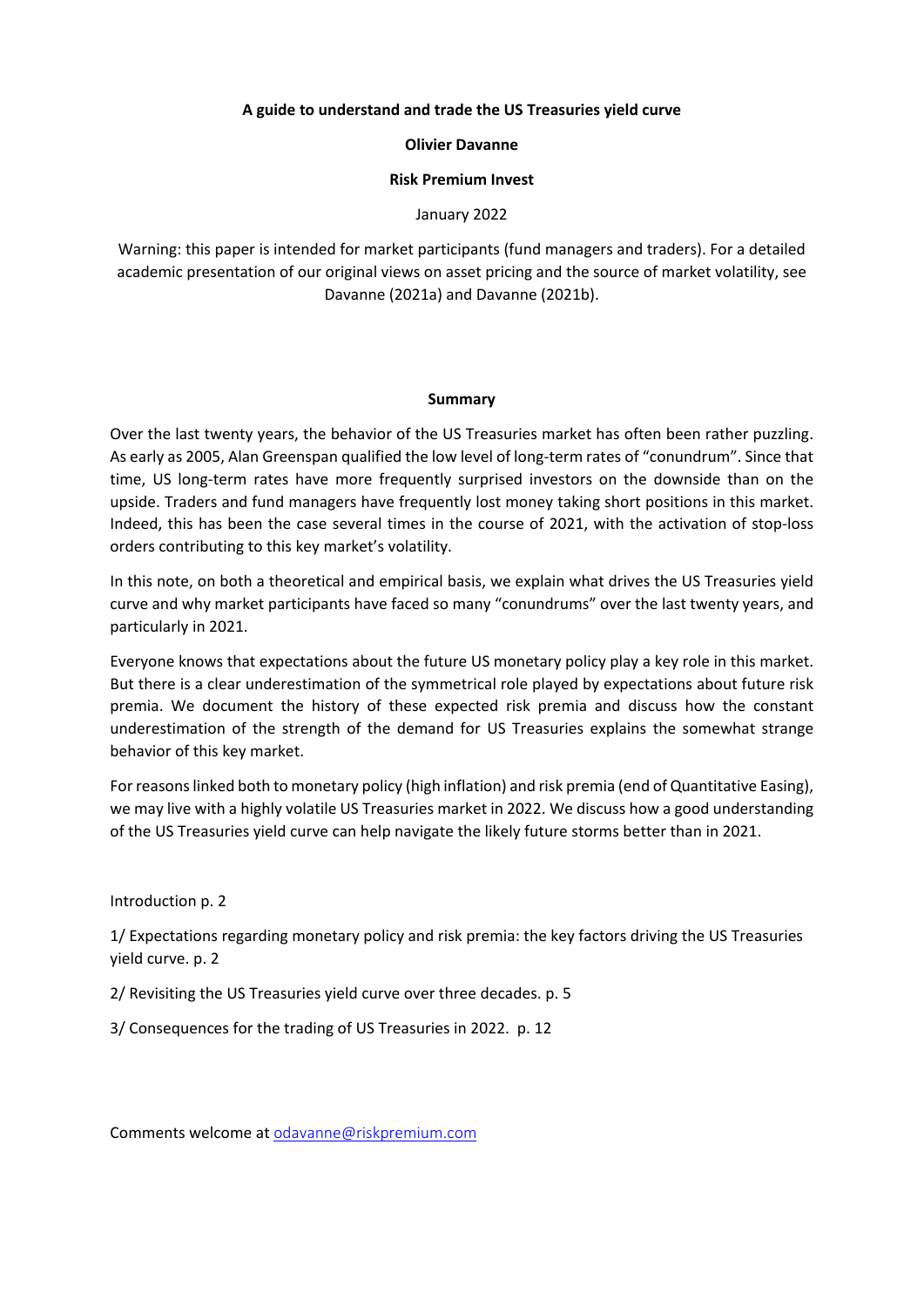# A guide to understand and trade the US Treasuries yield curve

**Olivier Davanne**

**Risk Premium Invest**

January 2022

Warning: this paper is intended for market participants (fund managers and traders). For a detailed academic presentation of our original views on asset pricing and the source of market volatility, see Davanne (2021a) and Davanne (2021b).

## Summary

Over the last twenty years, the behavior of the US Treasuries market has often been rather puzzling. As early as 2005, Alan Greenspan qualified the low level of long-term rates of "conundrum". Since that time, US long-term rates have more frequently surprised investors on the downside than on the upside. Traders and fund managers have frequently lost money taking short positions in this market. Indeed, this has been the case several times in the course of 2021, with the activation of stop-loss orders contributing to this key market's volatility.

In this note, on both a theoretical and empirical basis, we explain what drives the US Treasuries yield curve and why market participants have faced so many "conundrums" over the last twenty years, and particularly in 2021.

Everyone knows that expectations about the future US monetary policy play a key role in this market. But there is a clear underestimation of the symmetrical role played by expectations about future risk premia. We document the history of these expected risk premia and discuss how the constant underestimation of the strength of the demand for US Treasuries explains the somewhat strange behavior of this key market.

For reasons linked both to monetary policy (high inflation) and risk premia (end of Quantitative Easing), we may live with a highly volatile US Treasuries market in 2022. We discuss how a good understanding of the US Treasuries yield curve can help navigate the likely future storms better than in 2021.

Introduction p. 2

1/ Expectations regarding monetary policy and risk premia: the key factors driving the US Treasuries yield curve. p. 2

2/ Revisiting the US Treasuries yield curve over three decades. p. 5

3/ Consequences for the trading of US Treasuries in 2022. p. 12

Comments welcome at odavanne@riskpremium.com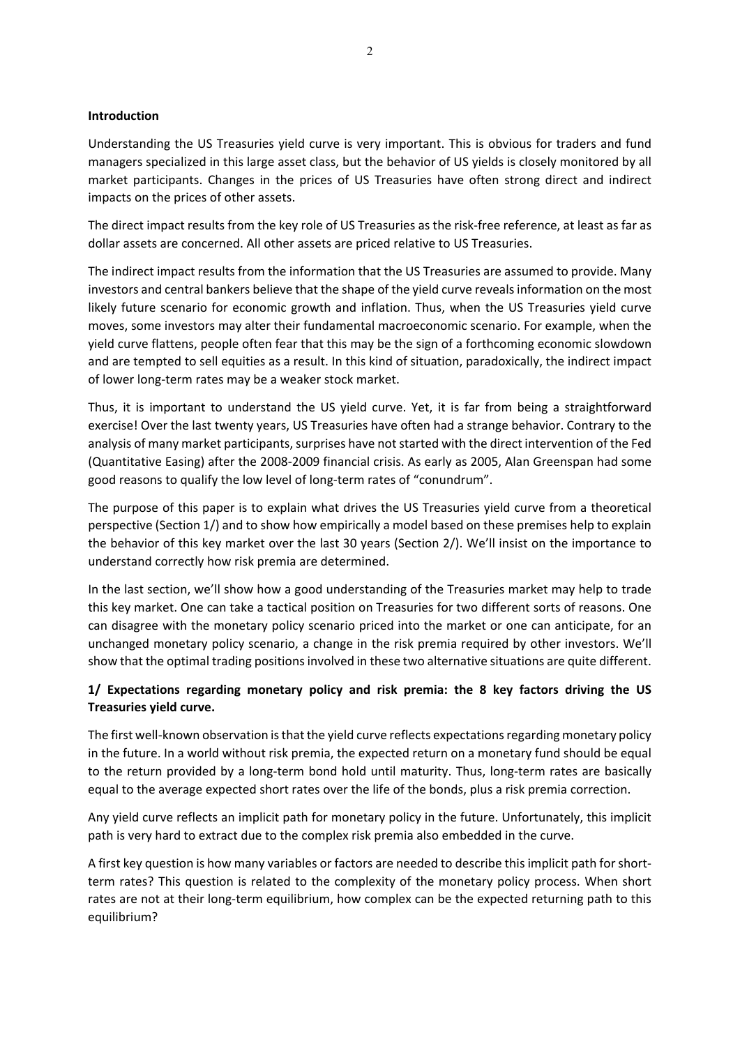**Introduction**

Understanding the US Treasuries yield curve is very important. This is obvious for traders and fund managers specialized in this large asset class, but the behavior of US yields is closely monitored by all market participants. Changes in the prices of US Treasuries have often strong direct and indirect impacts on the prices of other assets.

The direct impact results from the key role of US Treasuries as the risk-free reference, at least as far as dollar assets are concerned. All other assets are priced relative to US Treasuries.

The indirect impact results from the information that the US Treasuries are assumed to provide. Many investors and central bankers believe that the shape of the yield curve reveals information on the most likely future scenario for economic growth and inflation. Thus, when the US Treasuries yield curve moves, some investors may alter their fundamental macroeconomic scenario. For example, when the yield curve flattens, people often fear that this may be the sign of a forthcoming economic slowdown and are tempted to sell equities as a result. In this kind of situation, paradoxically, the indirect impact of lower long-term rates may be a weaker stock market.

Thus, it is important to understand the US yield curve. Yet, it is far from being a straightforward exercise! Over the last twenty years, US Treasuries have often had a strange behavior. Contrary to the analysis of many market participants, surprises have not started with the direct intervention of the Fed (Quantitative Easing) after the 2008-2009 financial crisis. As early as 2005, Alan Greenspan had some good reasons to qualify the low level of long-term rates of "conundrum".

The purpose of this paper is to explain what drives the US Treasuries yield curve from a theoretical perspective (Section 1/) and to show how empirically a model based on these premises help to explain the behavior of this key market over the last 30 years (Section 2/). We'll insist on the importance to understand correctly how risk premia are determined.

In the last section, we'll show how a good understanding of the Treasuries market may help to trade this key market. One can take a tactical position on Treasuries for two different sorts of reasons. One can disagree with the monetary policy scenario priced into the market or one can anticipate, for an unchanged monetary policy scenario, a change in the risk premia required by other investors. We'll show that the optimal trading positions involved in these two alternative situations are quite different.

## 1/ Expectations regarding monetary policy and risk premia: the 8 key factors driving the US Treasuries yield curve.

The first well-known observation is that the yield curve reflects expectations regarding monetary policy in the future. In a world without risk premia, the expected return on a monetary fund should be equal to the return provided by a long-term bond hold until maturity. Thus, long-term rates are basically equal to the average expected short rates over the life of the bonds, plus a risk premia correction.

Any yield curve reflects an implicit path for monetary policy in the future. Unfortunately, this implicit path is very hard to extract due to the complex risk premia also embedded in the curve.

A first key question is how many variables or factors are needed to describe this implicit path for short-term rates? This question is related to the complexity of the monetary policy process. When short rates are not at their long-term equilibrium, how complex can be the expected returning path to this equilibrium?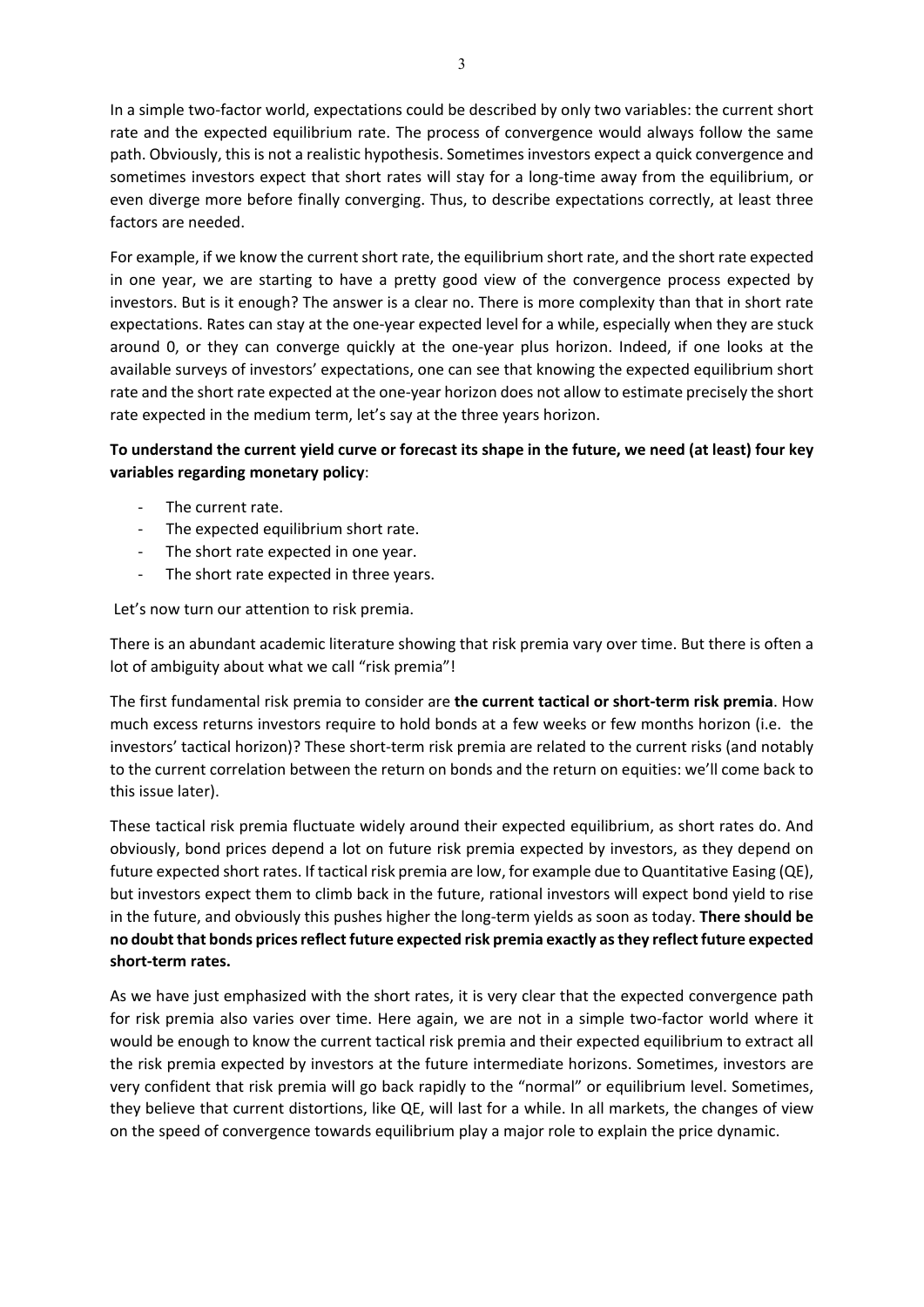In a simple two-factor world, expectations could be described by only two variables: the current short rate and the expected equilibrium rate. The process of convergence would always follow the same path. Obviously, this is not a realistic hypothesis. Sometimes investors expect a quick convergence and sometimes investors expect that short rates will stay for a long-time away from the equilibrium, or even diverge more before finally converging. Thus, to describe expectations correctly, at least three factors are needed.

For example, if we know the current short rate, the equilibrium short rate, and the short rate expected in one year, we are starting to have a pretty good view of the convergence process expected by investors. But is it enough? The answer is a clear no. There is more complexity than that in short rate expectations. Rates can stay at the one-year expected level for a while, especially when they are stuck around 0, or they can converge quickly at the one-year plus horizon. Indeed, if one looks at the available surveys of investors' expectations, one can see that knowing the expected equilibrium short rate and the short rate expected at the one-year horizon does not allow to estimate precisely the short rate expected in the medium term, let's say at the three years horizon.

**To understand the current yield curve or forecast its shape in the future, we need (at least) four key variables regarding monetary policy**:

- The current rate.
- The expected equilibrium short rate.
- The short rate expected in one year.
- The short rate expected in three years.

Let's now turn our attention to risk premia.

There is an abundant academic literature showing that risk premia vary over time. But there is often a lot of ambiguity about what we call "risk premia"!

The first fundamental risk premia to consider are **the current tactical or short-term risk premia**. How much excess returns investors require to hold bonds at a few weeks or few months horizon (i.e. the investors' tactical horizon)? These short-term risk premia are related to the current risks (and notably to the current correlation between the return on bonds and the return on equities: we'll come back to this issue later).

These tactical risk premia fluctuate widely around their expected equilibrium, as short rates do. And obviously, bond prices depend a lot on future risk premia expected by investors, as they depend on future expected short rates. If tactical risk premia are low, for example due to Quantitative Easing (QE), but investors expect them to climb back in the future, rational investors will expect bond yield to rise in the future, and obviously this pushes higher the long-term yields as soon as today. **There should be no doubt that bonds prices reflect future expected risk premia exactly as they reflect future expected short-term rates.**

As we have just emphasized with the short rates, it is very clear that the expected convergence path for risk premia also varies over time. Here again, we are not in a simple two-factor world where it would be enough to know the current tactical risk premia and their expected equilibrium to extract all the risk premia expected by investors at the future intermediate horizons. Sometimes, investors are very confident that risk premia will go back rapidly to the "normal" or equilibrium level. Sometimes, they believe that current distortions, like QE, will last for a while. In all markets, the changes of view on the speed of convergence towards equilibrium play a major role to explain the price dynamic.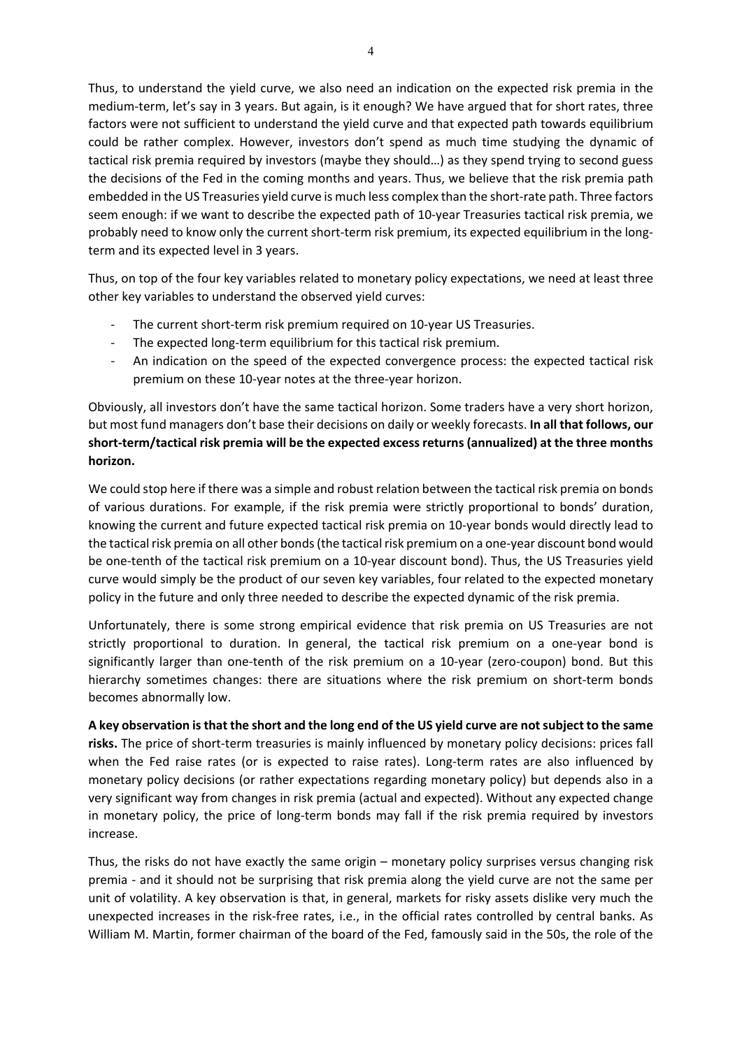Thus, to understand the yield curve, we also need an indication on the expected risk premia in the medium-term, let's say in 3 years. But again, is it enough? We have argued that for short rates, three factors were not sufficient to understand the yield curve and that expected path towards equilibrium could be rather complex. However, investors don't spend as much time studying the dynamic of tactical risk premia required by investors (maybe they should…) as they spend trying to second guess the decisions of the Fed in the coming months and years. Thus, we believe that the risk premia path embedded in the US Treasuries yield curve is much less complex than the short-rate path. Three factors seem enough: if we want to describe the expected path of 10-year Treasuries tactical risk premia, we probably need to know only the current short-term risk premium, its expected equilibrium in the long-term and its expected level in 3 years.

Thus, on top of the four key variables related to monetary policy expectations, we need at least three other key variables to understand the observed yield curves:

- The current short-term risk premium required on 10-year US Treasuries.
- The expected long-term equilibrium for this tactical risk premium.
- An indication on the speed of the expected convergence process: the expected tactical risk premium on these 10-year notes at the three-year horizon.

Obviously, all investors don't have the same tactical horizon. Some traders have a very short horizon, but most fund managers don't base their decisions on daily or weekly forecasts. **In all that follows, our short-term/tactical risk premia will be the expected excess returns (annualized) at the three months horizon.**

We could stop here if there was a simple and robust relation between the tactical risk premia on bonds of various durations. For example, if the risk premia were strictly proportional to bonds' duration, knowing the current and future expected tactical risk premia on 10-year bonds would directly lead to the tactical risk premia on all other bonds (the tactical risk premium on a one-year discount bond would be one-tenth of the tactical risk premium on a 10-year discount bond). Thus, the US Treasuries yield curve would simply be the product of our seven key variables, four related to the expected monetary policy in the future and only three needed to describe the expected dynamic of the risk premia.

Unfortunately, there is some strong empirical evidence that risk premia on US Treasuries are not strictly proportional to duration. In general, the tactical risk premium on a one-year bond is significantly larger than one-tenth of the risk premium on a 10-year (zero-coupon) bond. But this hierarchy sometimes changes: there are situations where the risk premium on short-term bonds becomes abnormally low.

**A key observation is that the short and the long end of the US yield curve are not subject to the same risks.** The price of short-term treasuries is mainly influenced by monetary policy decisions: prices fall when the Fed raise rates (or is expected to raise rates). Long-term rates are also influenced by monetary policy decisions (or rather expectations regarding monetary policy) but depends also in a very significant way from changes in risk premia (actual and expected). Without any expected change in monetary policy, the price of long-term bonds may fall if the risk premia required by investors increase.

Thus, the risks do not have exactly the same origin – monetary policy surprises versus changing risk premia - and it should not be surprising that risk premia along the yield curve are not the same per unit of volatility. A key observation is that, in general, markets for risky assets dislike very much the unexpected increases in the risk-free rates, i.e., in the official rates controlled by central banks. As William M. Martin, former chairman of the board of the Fed, famously said in the 50s, the role of the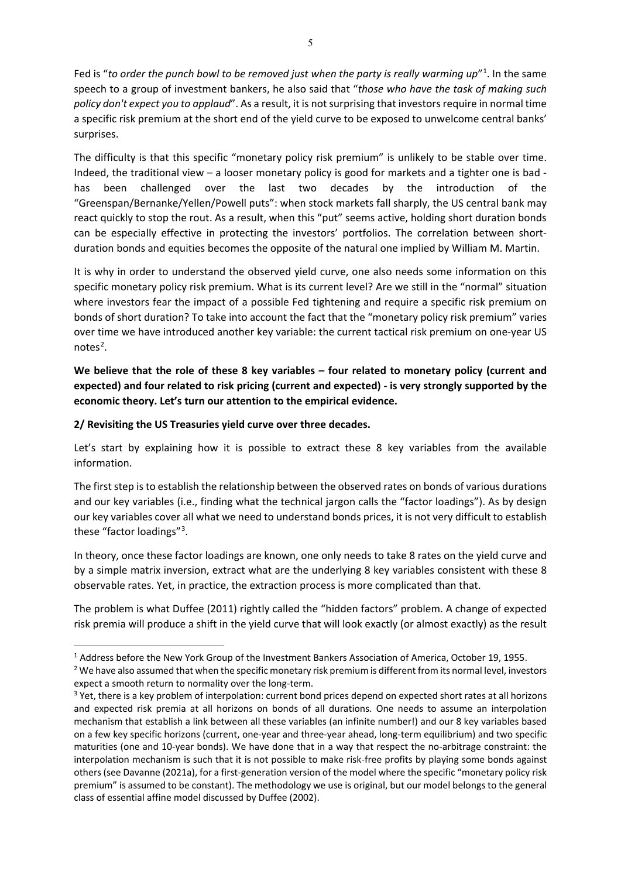Fed is "*to order the punch bowl to be removed just when the party is really warming up*"[1]. In the same speech to a group of investment bankers, he also said that "*those who have the task of making such policy don't expect you to applaud*". As a result, it is not surprising that investors require in normal time a specific risk premium at the short end of the yield curve to be exposed to unwelcome central banks' surprises.

The difficulty is that this specific "monetary policy risk premium" is unlikely to be stable over time. Indeed, the traditional view – a looser monetary policy is good for markets and a tighter one is bad - has been challenged over the last two decades by the introduction of the "Greenspan/Bernanke/Yellen/Powell puts": when stock markets fall sharply, the US central bank may react quickly to stop the rout. As a result, when this "put" seems active, holding short duration bonds can be especially effective in protecting the investors' portfolios. The correlation between short-duration bonds and equities becomes the opposite of the natural one implied by William M. Martin.

It is why in order to understand the observed yield curve, one also needs some information on this specific monetary policy risk premium. What is its current level? Are we still in the "normal" situation where investors fear the impact of a possible Fed tightening and require a specific risk premium on bonds of short duration? To take into account the fact that the "monetary policy risk premium" varies over time we have introduced another key variable: the current tactical risk premium on one-year US notes[2].

**We believe that the role of these 8 key variables – four related to monetary policy (current and expected) and four related to risk pricing (current and expected) - is very strongly supported by the economic theory. Let's turn our attention to the empirical evidence.**

## 2/ Revisiting the US Treasuries yield curve over three decades.

Let's start by explaining how it is possible to extract these 8 key variables from the available information.

The first step is to establish the relationship between the observed rates on bonds of various durations and our key variables (i.e., finding what the technical jargon calls the "factor loadings"). As by design our key variables cover all what we need to understand bonds prices, it is not very difficult to establish these "factor loadings"[3].

In theory, once these factor loadings are known, one only needs to take 8 rates on the yield curve and by a simple matrix inversion, extract what are the underlying 8 key variables consistent with these 8 observable rates. Yet, in practice, the extraction process is more complicated than that.

The problem is what Duffee (2011) rightly called the "hidden factors" problem. A change of expected risk premia will produce a shift in the yield curve that will look exactly (or almost exactly) as the result

---

[1] Address before the New York Group of the Investment Bankers Association of America, October 19, 1955.

[2] We have also assumed that when the specific monetary risk premium is different from its normal level, investors expect a smooth return to normality over the long-term.

[3] Yet, there is a key problem of interpolation: current bond prices depend on expected short rates at all horizons and expected risk premia at all horizons on bonds of all durations. One needs to assume an interpolation mechanism that establish a link between all these variables (an infinite number!) and our 8 key variables based on a few key specific horizons (current, one-year and three-year ahead, long-term equilibrium) and two specific maturities (one and 10-year bonds). We have done that in a way that respect the no-arbitrage constraint: the interpolation mechanism is such that it is not possible to make risk-free profits by playing some bonds against others (see Davanne (2021a), for a first-generation version of the model where the specific "monetary policy risk premium" is assumed to be constant). The methodology we use is original, but our model belongs to the general class of essential affine model discussed by Duffee (2002).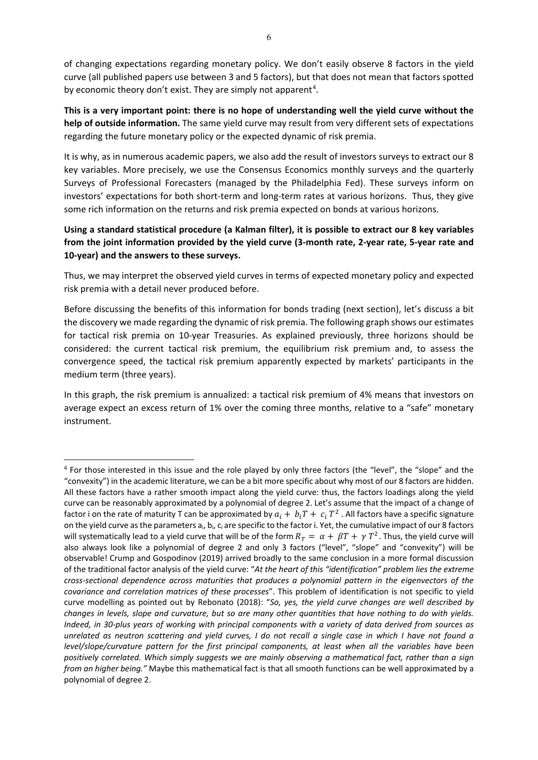of changing expectations regarding monetary policy. We don't easily observe 8 factors in the yield curve (all published papers use between 3 and 5 factors), but that does not mean that factors spotted by economic theory don't exist. They are simply not apparent[4].

**This is a very important point: there is no hope of understanding well the yield curve without the help of outside information.** The same yield curve may result from very different sets of expectations regarding the future monetary policy or the expected dynamic of risk premia.

It is why, as in numerous academic papers, we also add the result of investors surveys to extract our 8 key variables. More precisely, we use the Consensus Economics monthly surveys and the quarterly Surveys of Professional Forecasters (managed by the Philadelphia Fed). These surveys inform on investors' expectations for both short-term and long-term rates at various horizons. Thus, they give some rich information on the returns and risk premia expected on bonds at various horizons.

**Using a standard statistical procedure (a Kalman filter), it is possible to extract our 8 key variables from the joint information provided by the yield curve (3-month rate, 2-year rate, 5-year rate and 10-year) and the answers to these surveys.**

Thus, we may interpret the observed yield curves in terms of expected monetary policy and expected risk premia with a detail never produced before.

Before discussing the benefits of this information for bonds trading (next section), let's discuss a bit the discovery we made regarding the dynamic of risk premia. The following graph shows our estimates for tactical risk premia on 10-year Treasuries. As explained previously, three horizons should be considered: the current tactical risk premium, the equilibrium risk premium and, to assess the convergence speed, the tactical risk premium apparently expected by markets' participants in the medium term (three years).

In this graph, the risk premium is annualized: a tactical risk premium of 4% means that investors on average expect an excess return of 1% over the coming three months, relative to a "safe" monetary instrument.

---

[4] For those interested in this issue and the role played by only three factors (the "level", the "slope" and the "convexity") in the academic literature, we can be a bit more specific about why most of our 8 factors are hidden. All these factors have a rather smooth impact along the yield curve: thus, the factors loadings along the yield curve can be reasonably approximated by a polynomial of degree 2. Let's assume that the impact of a change of factor i on the rate of maturity T can be approximated by $a_i + b_i T + c_i T^2$ . All factors have a specific signature on the yield curve as the parameters $a_i$, $b_i$, $c_i$ are specific to the factor i. Yet, the cumulative impact of our 8 factors will systematically lead to a yield curve that will be of the form $R_T = \alpha + \beta T + \gamma T^2$. Thus, the yield curve will also always look like a polynomial of degree 2 and only 3 factors ("level", "slope" and "convexity") will be observable! Crump and Gospodinov (2019) arrived broadly to the same conclusion in a more formal discussion of the traditional factor analysis of the yield curve: "*At the heart of this "identification" problem lies the extreme cross-sectional dependence across maturities that produces a polynomial pattern in the eigenvectors of the covariance and correlation matrices of these processes*". This problem of identification is not specific to yield curve modelling as pointed out by Rebonato (2018): "*So, yes, the yield curve changes are well described by changes in levels, slope and curvature, but so are many other quantities that have nothing to do with yields. Indeed, in 30-plus years of working with principal components with a variety of data derived from sources as unrelated as neutron scattering and yield curves, I do not recall a single case in which I have not found a level/slope/curvature pattern for the first principal components, at least when all the variables have been positively correlated. Which simply suggests we are mainly observing a mathematical fact, rather than a sign from an higher being.*" Maybe this mathematical fact is that all smooth functions can be well approximated by a polynomial of degree 2.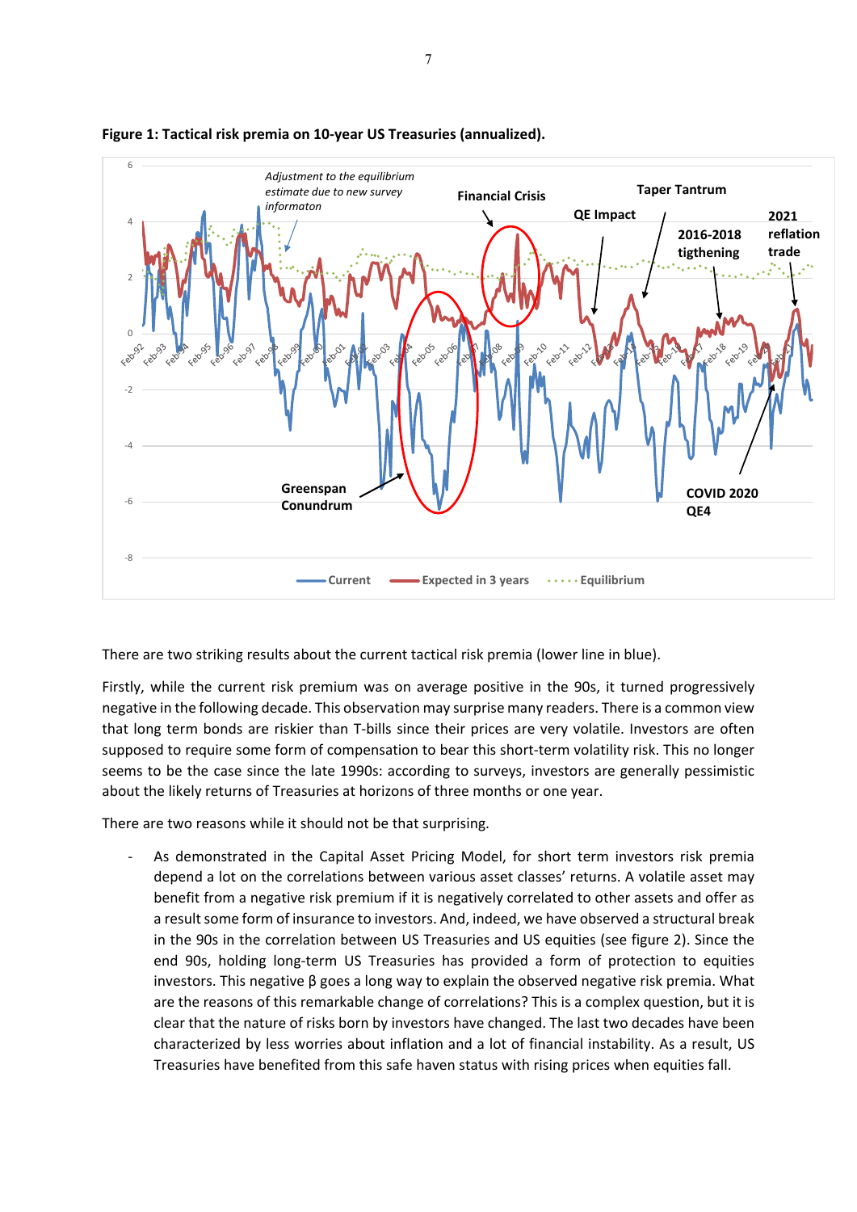**Figure 1: Tactical risk premia on 10-year US Treasuries (annualized).**

There are two striking results about the current tactical risk premia (lower line in blue).

Firstly, while the current risk premium was on average positive in the 90s, it turned progressively negative in the following decade. This observation may surprise many readers. There is a common view that long term bonds are riskier than T-bills since their prices are very volatile. Investors are often supposed to require some form of compensation to bear this short-term volatility risk. This no longer seems to be the case since the late 1990s: according to surveys, investors are generally pessimistic about the likely returns of Treasuries at horizons of three months or one year.

There are two reasons while it should not be that surprising.

- As demonstrated in the Capital Asset Pricing Model, for short term investors risk premia depend a lot on the correlations between various asset classes' returns. A volatile asset may benefit from a negative risk premium if it is negatively correlated to other assets and offer as a result some form of insurance to investors. And, indeed, we have observed a structural break in the 90s in the correlation between US Treasuries and US equities (see figure 2). Since the end 90s, holding long-term US Treasuries has provided a form of protection to equities investors. This negative β goes a long way to explain the observed negative risk premia. What are the reasons of this remarkable change of correlations? This is a complex question, but it is clear that the nature of risks born by investors have changed. The last two decades have been characterized by less worries about inflation and a lot of financial instability. As a result, US Treasuries have benefited from this safe haven status with rising prices when equities fall.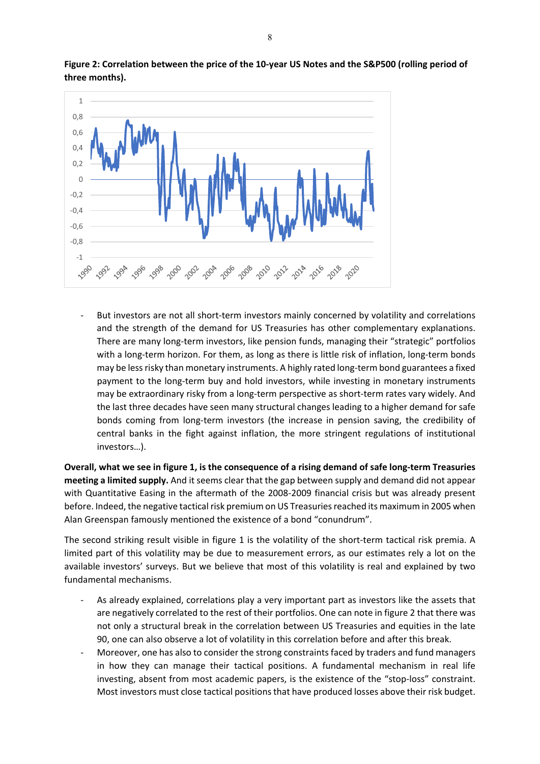**Figure 2: Correlation between the price of the 10-year US Notes and the S&P500 (rolling period of three months).**

- But investors are not all short-term investors mainly concerned by volatility and correlations and the strength of the demand for US Treasuries has other complementary explanations. There are many long-term investors, like pension funds, managing their "strategic" portfolios with a long-term horizon. For them, as long as there is little risk of inflation, long-term bonds may be less risky than monetary instruments. A highly rated long-term bond guarantees a fixed payment to the long-term buy and hold investors, while investing in monetary instruments may be extraordinary risky from a long-term perspective as short-term rates vary widely. And the last three decades have seen many structural changes leading to a higher demand for safe bonds coming from long-term investors (the increase in pension saving, the credibility of central banks in the fight against inflation, the more stringent regulations of institutional investors…).

**Overall, what we see in figure 1, is the consequence of a rising demand of safe long-term Treasuries meeting a limited supply.** And it seems clear that the gap between supply and demand did not appear with Quantitative Easing in the aftermath of the 2008-2009 financial crisis but was already present before. Indeed, the negative tactical risk premium on US Treasuries reached its maximum in 2005 when Alan Greenspan famously mentioned the existence of a bond "conundrum".

The second striking result visible in figure 1 is the volatility of the short-term tactical risk premia. A limited part of this volatility may be due to measurement errors, as our estimates rely a lot on the available investors' surveys. But we believe that most of this volatility is real and explained by two fundamental mechanisms.

- As already explained, correlations play a very important part as investors like the assets that are negatively correlated to the rest of their portfolios. One can note in figure 2 that there was not only a structural break in the correlation between US Treasuries and equities in the late 90, one can also observe a lot of volatility in this correlation before and after this break.
- Moreover, one has also to consider the strong constraints faced by traders and fund managers in how they can manage their tactical positions. A fundamental mechanism in real life investing, absent from most academic papers, is the existence of the "stop-loss" constraint. Most investors must close tactical positions that have produced losses above their risk budget.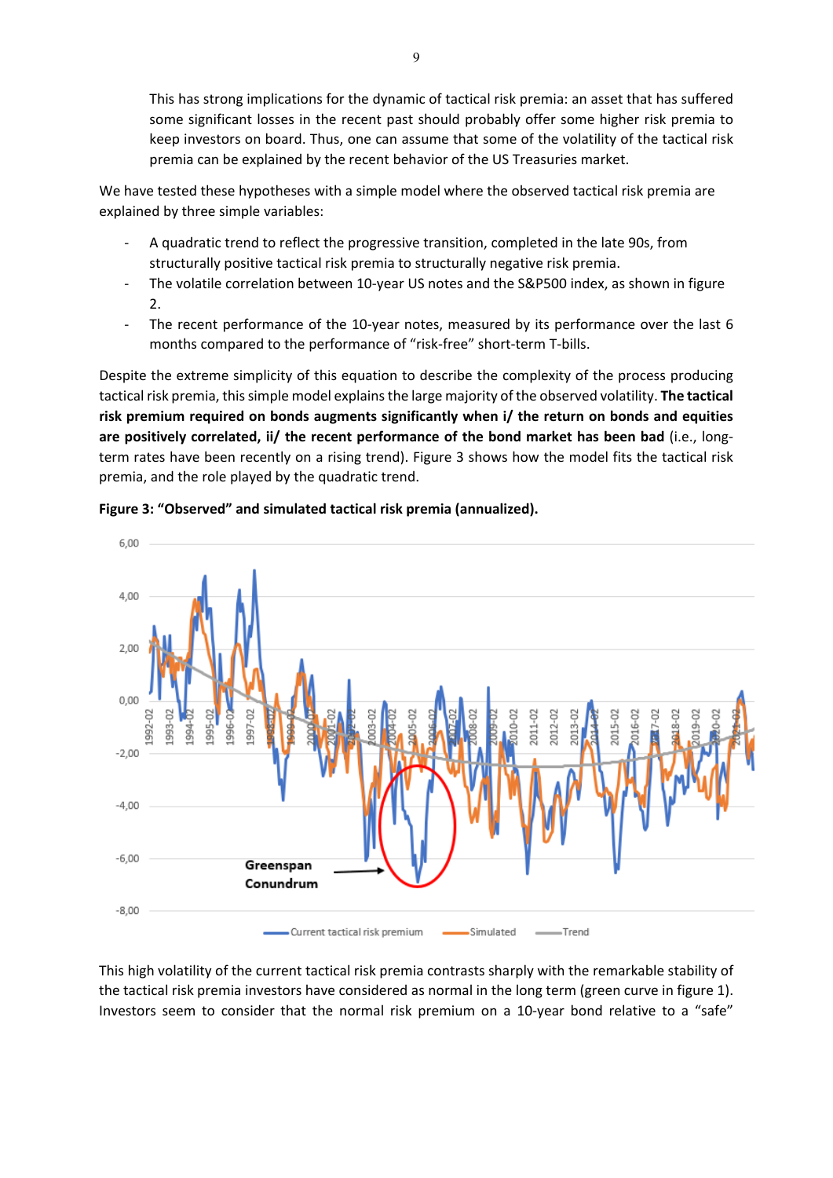This has strong implications for the dynamic of tactical risk premia: an asset that has suffered some significant losses in the recent past should probably offer some higher risk premia to keep investors on board. Thus, one can assume that some of the volatility of the tactical risk premia can be explained by the recent behavior of the US Treasuries market.

We have tested these hypotheses with a simple model where the observed tactical risk premia are explained by three simple variables:

- A quadratic trend to reflect the progressive transition, completed in the late 90s, from structurally positive tactical risk premia to structurally negative risk premia.
- The volatile correlation between 10-year US notes and the S&P500 index, as shown in figure 2.
- The recent performance of the 10-year notes, measured by its performance over the last 6 months compared to the performance of "risk-free" short-term T-bills.

Despite the extreme simplicity of this equation to describe the complexity of the process producing tactical risk premia, this simple model explains the large majority of the observed volatility. **The tactical risk premium required on bonds augments significantly when i/ the return on bonds and equities are positively correlated, ii/ the recent performance of the bond market has been bad** (i.e., long-term rates have been recently on a rising trend). Figure 3 shows how the model fits the tactical risk premia, and the role played by the quadratic trend.

**Figure 3: "Observed" and simulated tactical risk premia (annualized).**

This high volatility of the current tactical risk premia contrasts sharply with the remarkable stability of the tactical risk premia investors have considered as normal in the long term (green curve in figure 1). Investors seem to consider that the normal risk premium on a 10-year bond relative to a "safe"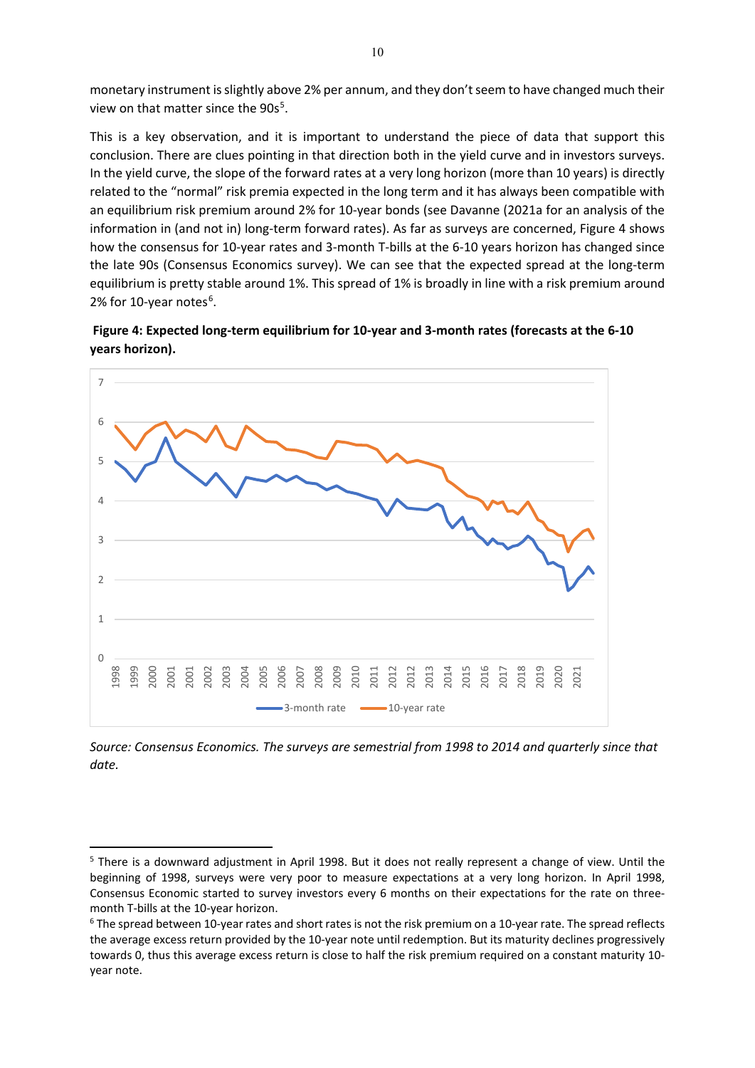monetary instrument is slightly above 2% per annum, and they don't seem to have changed much their view on that matter since the 90s[5].

This is a key observation, and it is important to understand the piece of data that support this conclusion. There are clues pointing in that direction both in the yield curve and in investors surveys. In the yield curve, the slope of the forward rates at a very long horizon (more than 10 years) is directly related to the "normal" risk premia expected in the long term and it has always been compatible with an equilibrium risk premium around 2% for 10-year bonds (see Davanne (2021a for an analysis of the information in (and not in) long-term forward rates). As far as surveys are concerned, Figure 4 shows how the consensus for 10-year rates and 3-month T-bills at the 6-10 years horizon has changed since the late 90s (Consensus Economics survey). We can see that the expected spread at the long-term equilibrium is pretty stable around 1%. This spread of 1% is broadly in line with a risk premium around 2% for 10-year notes[6].

**Figure 4: Expected long-term equilibrium for 10-year and 3-month rates (forecasts at the 6-10 years horizon).**

*Source: Consensus Economics. The surveys are semestrial from 1998 to 2014 and quarterly since that date.*

---

[5] There is a downward adjustment in April 1998. But it does not really represent a change of view. Until the beginning of 1998, surveys were very poor to measure expectations at a very long horizon. In April 1998, Consensus Economic started to survey investors every 6 months on their expectations for the rate on three-month T-bills at the 10-year horizon.

[6] The spread between 10-year rates and short rates is not the risk premium on a 10-year rate. The spread reflects the average excess return provided by the 10-year note until redemption. But its maturity declines progressively towards 0, thus this average excess return is close to half the risk premium required on a constant maturity 10-year note.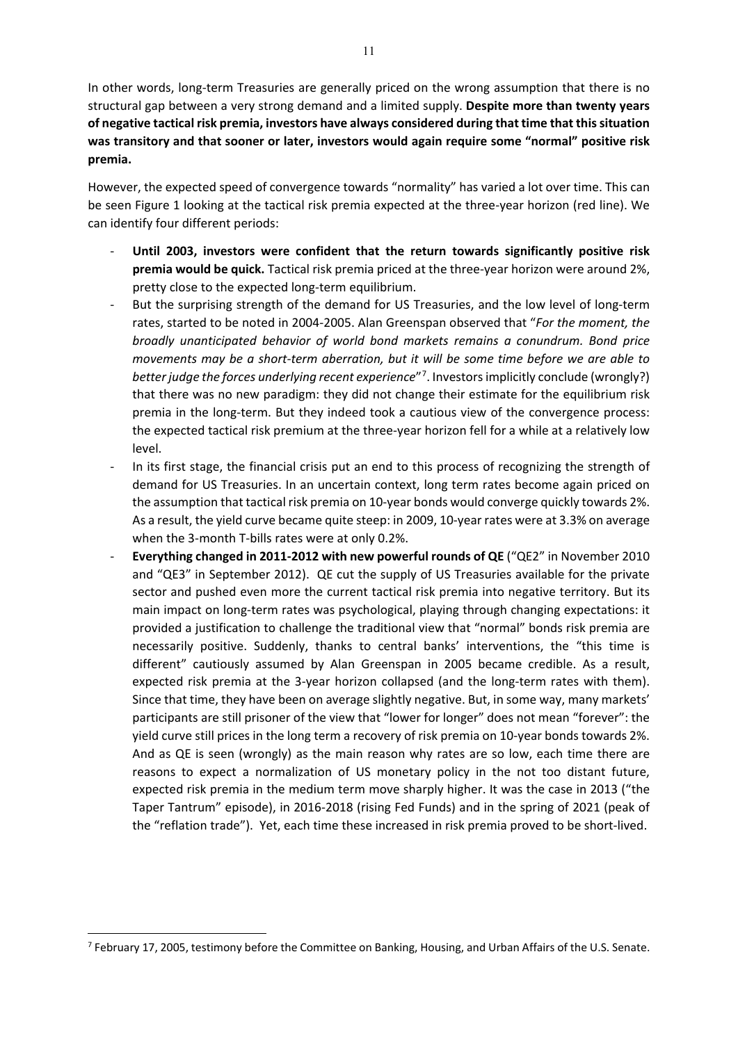In other words, long-term Treasuries are generally priced on the wrong assumption that there is no structural gap between a very strong demand and a limited supply. **Despite more than twenty years of negative tactical risk premia, investors have always considered during that time that this situation was transitory and that sooner or later, investors would again require some "normal" positive risk premia.**

However, the expected speed of convergence towards "normality" has varied a lot over time. This can be seen Figure 1 looking at the tactical risk premia expected at the three-year horizon (red line). We can identify four different periods:

- **Until 2003, investors were confident that the return towards significantly positive risk premia would be quick.** Tactical risk premia priced at the three-year horizon were around 2%, pretty close to the expected long-term equilibrium.
- But the surprising strength of the demand for US Treasuries, and the low level of long-term rates, started to be noted in 2004-2005. Alan Greenspan observed that "*For the moment, the broadly unanticipated behavior of world bond markets remains a conundrum. Bond price movements may be a short-term aberration, but it will be some time before we are able to better judge the forces underlying recent experience*"[7]. Investors implicitly conclude (wrongly?) that there was no new paradigm: they did not change their estimate for the equilibrium risk premia in the long-term. But they indeed took a cautious view of the convergence process: the expected tactical risk premium at the three-year horizon fell for a while at a relatively low level.
- In its first stage, the financial crisis put an end to this process of recognizing the strength of demand for US Treasuries. In an uncertain context, long term rates become again priced on the assumption that tactical risk premia on 10-year bonds would converge quickly towards 2%. As a result, the yield curve became quite steep: in 2009, 10-year rates were at 3.3% on average when the 3-month T-bills rates were at only 0.2%.
- **Everything changed in 2011-2012 with new powerful rounds of QE** ("QE2" in November 2010 and "QE3" in September 2012). QE cut the supply of US Treasuries available for the private sector and pushed even more the current tactical risk premia into negative territory. But its main impact on long-term rates was psychological, playing through changing expectations: it provided a justification to challenge the traditional view that "normal" bonds risk premia are necessarily positive. Suddenly, thanks to central banks' interventions, the "this time is different" cautiously assumed by Alan Greenspan in 2005 became credible. As a result, expected risk premia at the 3-year horizon collapsed (and the long-term rates with them). Since that time, they have been on average slightly negative. But, in some way, many markets' participants are still prisoner of the view that "lower for longer" does not mean "forever": the yield curve still prices in the long term a recovery of risk premia on 10-year bonds towards 2%. And as QE is seen (wrongly) as the main reason why rates are so low, each time there are reasons to expect a normalization of US monetary policy in the not too distant future, expected risk premia in the medium term move sharply higher. It was the case in 2013 ("the Taper Tantrum" episode), in 2016-2018 (rising Fed Funds) and in the spring of 2021 (peak of the "reflation trade"). Yet, each time these increased in risk premia proved to be short-lived.

[7] February 17, 2005, testimony before the Committee on Banking, Housing, and Urban Affairs of the U.S. Senate.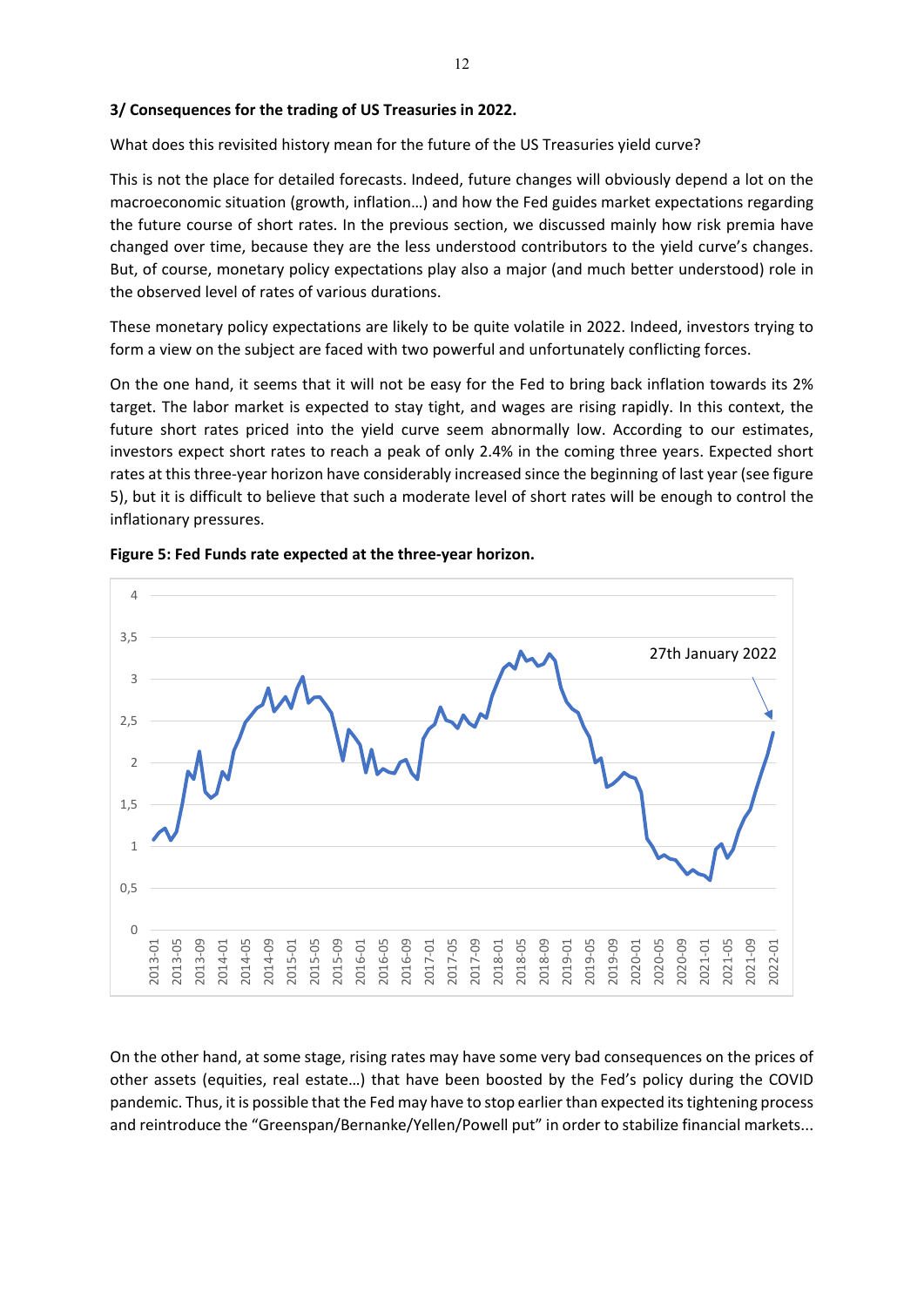**3/ Consequences for the trading of US Treasuries in 2022.**

What does this revisited history mean for the future of the US Treasuries yield curve?

This is not the place for detailed forecasts. Indeed, future changes will obviously depend a lot on the macroeconomic situation (growth, inflation…) and how the Fed guides market expectations regarding the future course of short rates. In the previous section, we discussed mainly how risk premia have changed over time, because they are the less understood contributors to the yield curve's changes. But, of course, monetary policy expectations play also a major (and much better understood) role in the observed level of rates of various durations.

These monetary policy expectations are likely to be quite volatile in 2022. Indeed, investors trying to form a view on the subject are faced with two powerful and unfortunately conflicting forces.

On the one hand, it seems that it will not be easy for the Fed to bring back inflation towards its 2% target. The labor market is expected to stay tight, and wages are rising rapidly. In this context, the future short rates priced into the yield curve seem abnormally low. According to our estimates, investors expect short rates to reach a peak of only 2.4% in the coming three years. Expected short rates at this three-year horizon have considerably increased since the beginning of last year (see figure 5), but it is difficult to believe that such a moderate level of short rates will be enough to control the inflationary pressures.

**Figure 5: Fed Funds rate expected at the three-year horizon.**

On the other hand, at some stage, rising rates may have some very bad consequences on the prices of other assets (equities, real estate…) that have been boosted by the Fed's policy during the COVID pandemic. Thus, it is possible that the Fed may have to stop earlier than expected its tightening process and reintroduce the "Greenspan/Bernanke/Yellen/Powell put" in order to stabilize financial markets...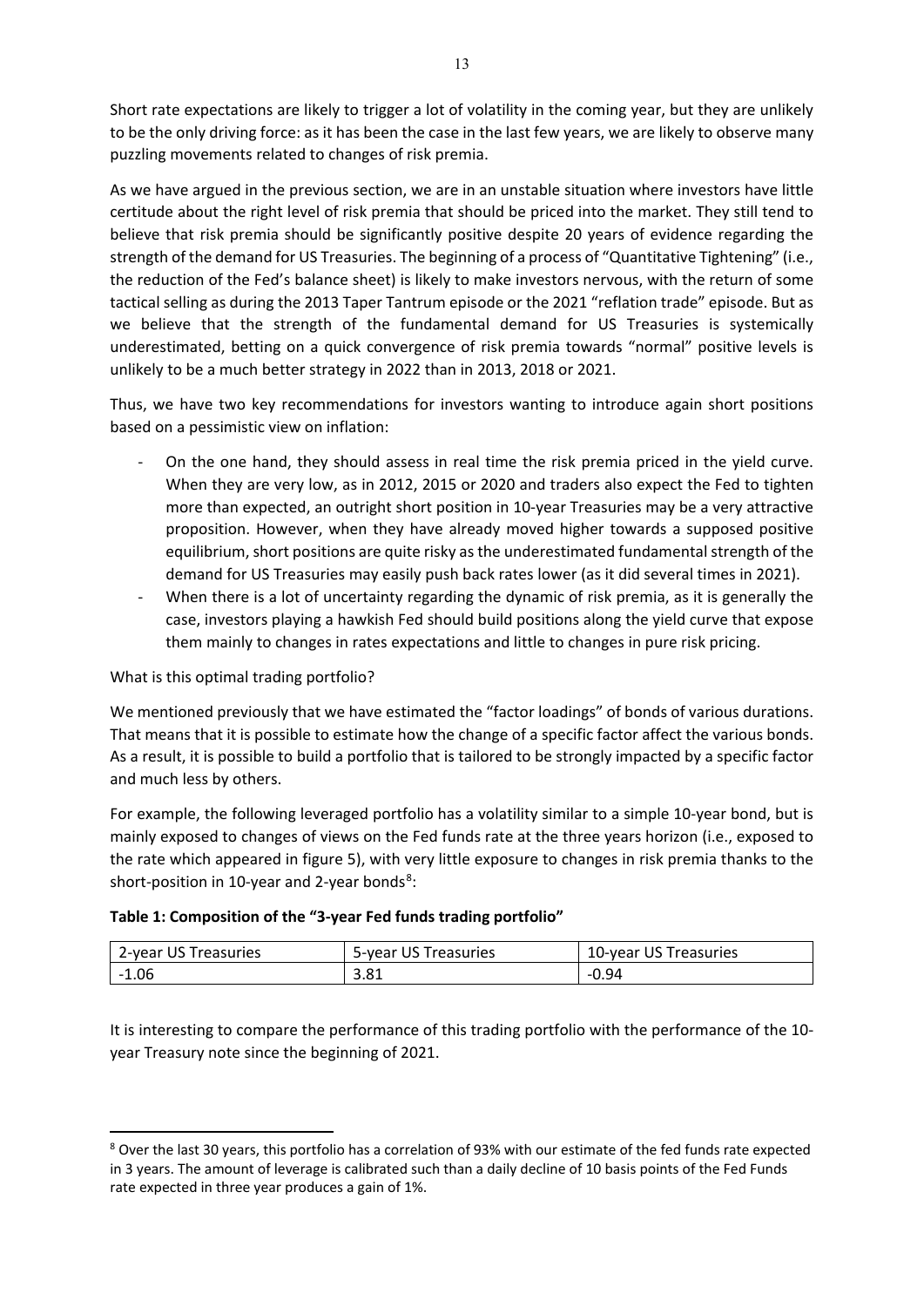Short rate expectations are likely to trigger a lot of volatility in the coming year, but they are unlikely to be the only driving force: as it has been the case in the last few years, we are likely to observe many puzzling movements related to changes of risk premia.

As we have argued in the previous section, we are in an unstable situation where investors have little certitude about the right level of risk premia that should be priced into the market. They still tend to believe that risk premia should be significantly positive despite 20 years of evidence regarding the strength of the demand for US Treasuries. The beginning of a process of "Quantitative Tightening" (i.e., the reduction of the Fed's balance sheet) is likely to make investors nervous, with the return of some tactical selling as during the 2013 Taper Tantrum episode or the 2021 "reflation trade" episode. But as we believe that the strength of the fundamental demand for US Treasuries is systemically underestimated, betting on a quick convergence of risk premia towards "normal" positive levels is unlikely to be a much better strategy in 2022 than in 2013, 2018 or 2021.

Thus, we have two key recommendations for investors wanting to introduce again short positions based on a pessimistic view on inflation:

- On the one hand, they should assess in real time the risk premia priced in the yield curve. When they are very low, as in 2012, 2015 or 2020 and traders also expect the Fed to tighten more than expected, an outright short position in 10-year Treasuries may be a very attractive proposition. However, when they have already moved higher towards a supposed positive equilibrium, short positions are quite risky as the underestimated fundamental strength of the demand for US Treasuries may easily push back rates lower (as it did several times in 2021).
- When there is a lot of uncertainty regarding the dynamic of risk premia, as it is generally the case, investors playing a hawkish Fed should build positions along the yield curve that expose them mainly to changes in rates expectations and little to changes in pure risk pricing.

What is this optimal trading portfolio?

We mentioned previously that we have estimated the "factor loadings" of bonds of various durations. That means that it is possible to estimate how the change of a specific factor affect the various bonds. As a result, it is possible to build a portfolio that is tailored to be strongly impacted by a specific factor and much less by others.

For example, the following leveraged portfolio has a volatility similar to a simple 10-year bond, but is mainly exposed to changes of views on the Fed funds rate at the three years horizon (i.e., exposed to the rate which appeared in figure 5), with very little exposure to changes in risk premia thanks to the short-position in 10-year and 2-year bonds[8]:

**Table 1: Composition of the "3-year Fed funds trading portfolio"**

| 2-year US Treasuries | 5-year US Treasuries | 10-year US Treasuries |
|---|---|---|
| -1.06 | 3.81 | -0.94 |

It is interesting to compare the performance of this trading portfolio with the performance of the 10-year Treasury note since the beginning of 2021.

[8] Over the last 30 years, this portfolio has a correlation of 93% with our estimate of the fed funds rate expected in 3 years. The amount of leverage is calibrated such than a daily decline of 10 basis points of the Fed Funds rate expected in three year produces a gain of 1%.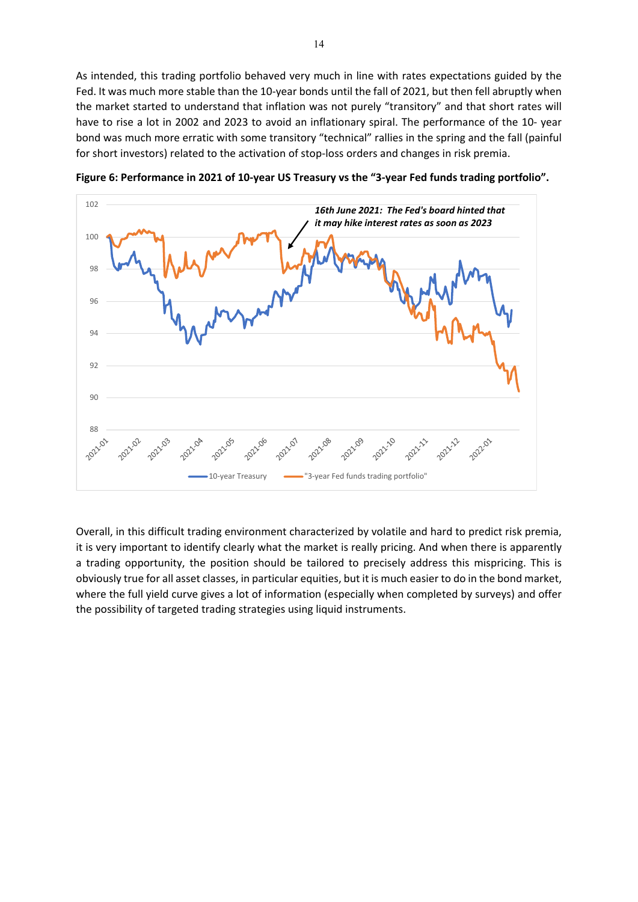As intended, this trading portfolio behaved very much in line with rates expectations guided by the Fed. It was much more stable than the 10-year bonds until the fall of 2021, but then fell abruptly when the market started to understand that inflation was not purely "transitory" and that short rates will have to rise a lot in 2002 and 2023 to avoid an inflationary spiral. The performance of the 10- year bond was much more erratic with some transitory "technical" rallies in the spring and the fall (painful for short investors) related to the activation of stop-loss orders and changes in risk premia.

**Figure 6: Performance in 2021 of 10-year US Treasury vs the "3-year Fed funds trading portfolio".**

Overall, in this difficult trading environment characterized by volatile and hard to predict risk premia, it is very important to identify clearly what the market is really pricing. And when there is apparently a trading opportunity, the position should be tailored to precisely address this mispricing. This is obviously true for all asset classes, in particular equities, but it is much easier to do in the bond market, where the full yield curve gives a lot of information (especially when completed by surveys) and offer the possibility of targeted trading strategies using liquid instruments.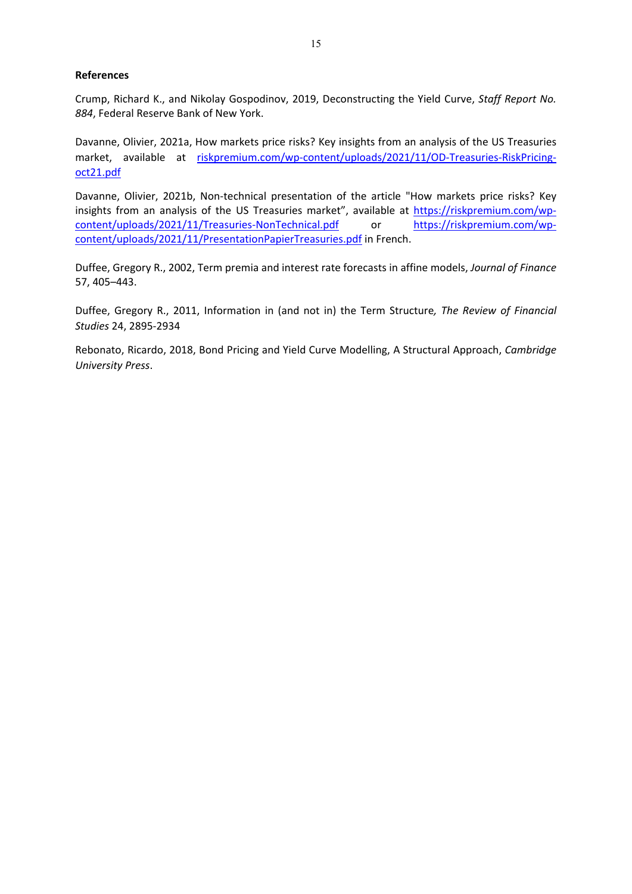**References**

Crump, Richard K., and Nikolay Gospodinov, 2019, Deconstructing the Yield Curve, *Staff Report No. 884*, Federal Reserve Bank of New York.

Davanne, Olivier, 2021a, How markets price risks? Key insights from an analysis of the US Treasuries market, available at [riskpremium.com/wp-content/uploads/2021/11/OD-Treasuries-RiskPricing-oct21.pdf](riskpremium.com/wp-content/uploads/2021/11/OD-Treasuries-RiskPricing-oct21.pdf)

Davanne, Olivier, 2021b, Non-technical presentation of the article "How markets price risks? Key insights from an analysis of the US Treasuries market", available at [https://riskpremium.com/wp-content/uploads/2021/11/Treasuries-NonTechnical.pdf](https://riskpremium.com/wp-content/uploads/2021/11/Treasuries-NonTechnical.pdf) or [https://riskpremium.com/wp-content/uploads/2021/11/PresentationPapierTreasuries.pdf](https://riskpremium.com/wp-content/uploads/2021/11/PresentationPapierTreasuries.pdf) in French.

Duffee, Gregory R., 2002, Term premia and interest rate forecasts in affine models, *Journal of Finance* 57, 405–443.

Duffee, Gregory R., 2011, Information in (and not in) the Term Structure*, The Review of Financial Studies* 24, 2895-2934

Rebonato, Ricardo, 2018, Bond Pricing and Yield Curve Modelling, A Structural Approach, *Cambridge University Press*.